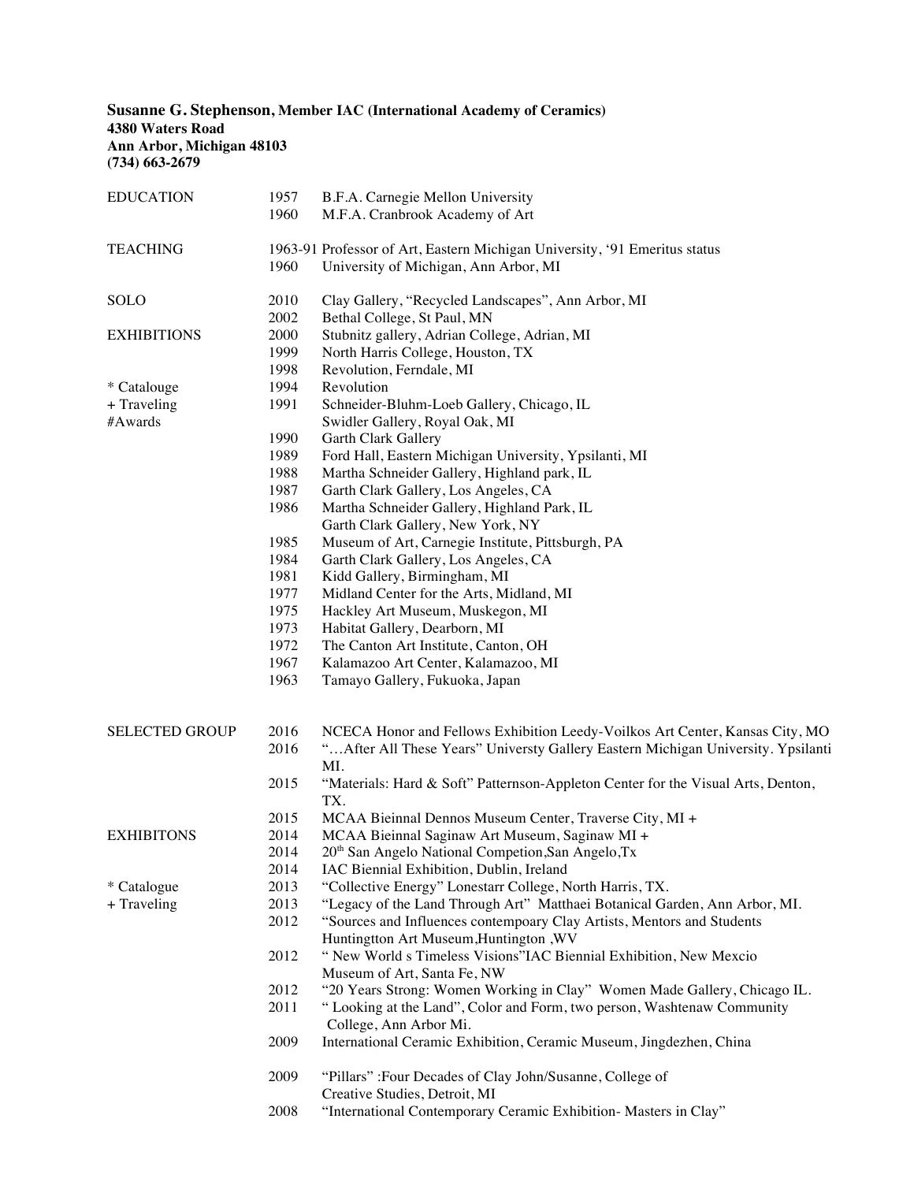**Susanne G. Stephenson, Member IAC (International Academy of Ceramics)**
**4380 Waters Road**
**Ann Arbor, Michigan 48103**
**(734) 663-2679**

| | | |
|---|---|---|
| EDUCATION | 1957 | B.F.A. Carnegie Mellon University |
| | 1960 | M.F.A. Cranbrook Academy of Art |
| TEACHING | 1963-91 | Professor of Art, Eastern Michigan University, '91 Emeritus status |
| | 1960 | University of Michigan, Ann Arbor, MI |
| SOLO | 2010 | Clay Gallery, "Recycled Landscapes", Ann Arbor, MI |
| | 2002 | Bethal College, St Paul, MN |
| EXHIBITIONS | 2000 | Stubnitz gallery, Adrian College, Adrian, MI |
| | 1999 | North Harris College, Houston, TX |
| | 1998 | Revolution, Ferndale, MI |
| * Catalouge | 1994 | Revolution |
| + Traveling | 1991 | Schneider-Bluhm-Loeb Gallery, Chicago, IL |
| #Awards | | Swidler Gallery, Royal Oak, MI |
| | 1990 | Garth Clark Gallery |
| | 1989 | Ford Hall, Eastern Michigan University, Ypsilanti, MI |
| | 1988 | Martha Schneider Gallery, Highland park, IL |
| | 1987 | Garth Clark Gallery, Los Angeles, CA |
| | 1986 | Martha Schneider Gallery, Highland Park, IL |
| | | Garth Clark Gallery, New York, NY |
| | 1985 | Museum of Art, Carnegie Institute, Pittsburgh, PA |
| | 1984 | Garth Clark Gallery, Los Angeles, CA |
| | 1981 | Kidd Gallery, Birmingham, MI |
| | 1977 | Midland Center for the Arts, Midland, MI |
| | 1975 | Hackley Art Museum, Muskegon, MI |
| | 1973 | Habitat Gallery, Dearborn, MI |
| | 1972 | The Canton Art Institute, Canton, OH |
| | 1967 | Kalamazoo Art Center, Kalamazoo, MI |
| | 1963 | Tamayo Gallery, Fukuoka, Japan |
| SELECTED GROUP | 2016 | NCECA Honor and Fellows Exhibition Leedy-Voilkos Art Center, Kansas City, MO |
| | 2016 | "…After All These Years" Universty Gallery Eastern Michigan University. Ypsilanti MI. |
| | 2015 | "Materials: Hard & Soft" Patternson-Appleton Center for the Visual Arts, Denton, TX. |
| | 2015 | MCAA Bieinnal Dennos Museum Center, Traverse City, MI + |
| EXHIBITONS | 2014 | MCAA Bieinnal Saginaw Art Museum, Saginaw MI + |
| | 2014 | 20th San Angelo National Competion,San Angelo,Tx |
| | 2014 | IAC Biennial Exhibition, Dublin, Ireland |
| * Catalogue | 2013 | "Collective Energy" Lonestarr College, North Harris, TX. |
| + Traveling | 2013 | "Legacy of the Land Through Art" Matthaei Botanical Garden, Ann Arbor, MI. |
| | 2012 | "Sources and Influences contempoary Clay Artists, Mentors and Students Huntingtton Art Museum,Huntington ,WV |
| | 2012 | " New World s Timeless Visions"IAC Biennial Exhibition, New Mexcio Museum of Art, Santa Fe, NW |
| | 2012 | "20 Years Strong: Women Working in Clay" Women Made Gallery, Chicago IL. |
| | 2011 | " Looking at the Land", Color and Form, two person, Washtenaw Community College, Ann Arbor Mi. |
| | 2009 | International Ceramic Exhibition, Ceramic Museum, Jingdezhen, China |
| | 2009 | "Pillars" :Four Decades of Clay John/Susanne, College of Creative Studies, Detroit, MI |
| | 2008 | "International Contemporary Ceramic Exhibition- Masters in Clay" |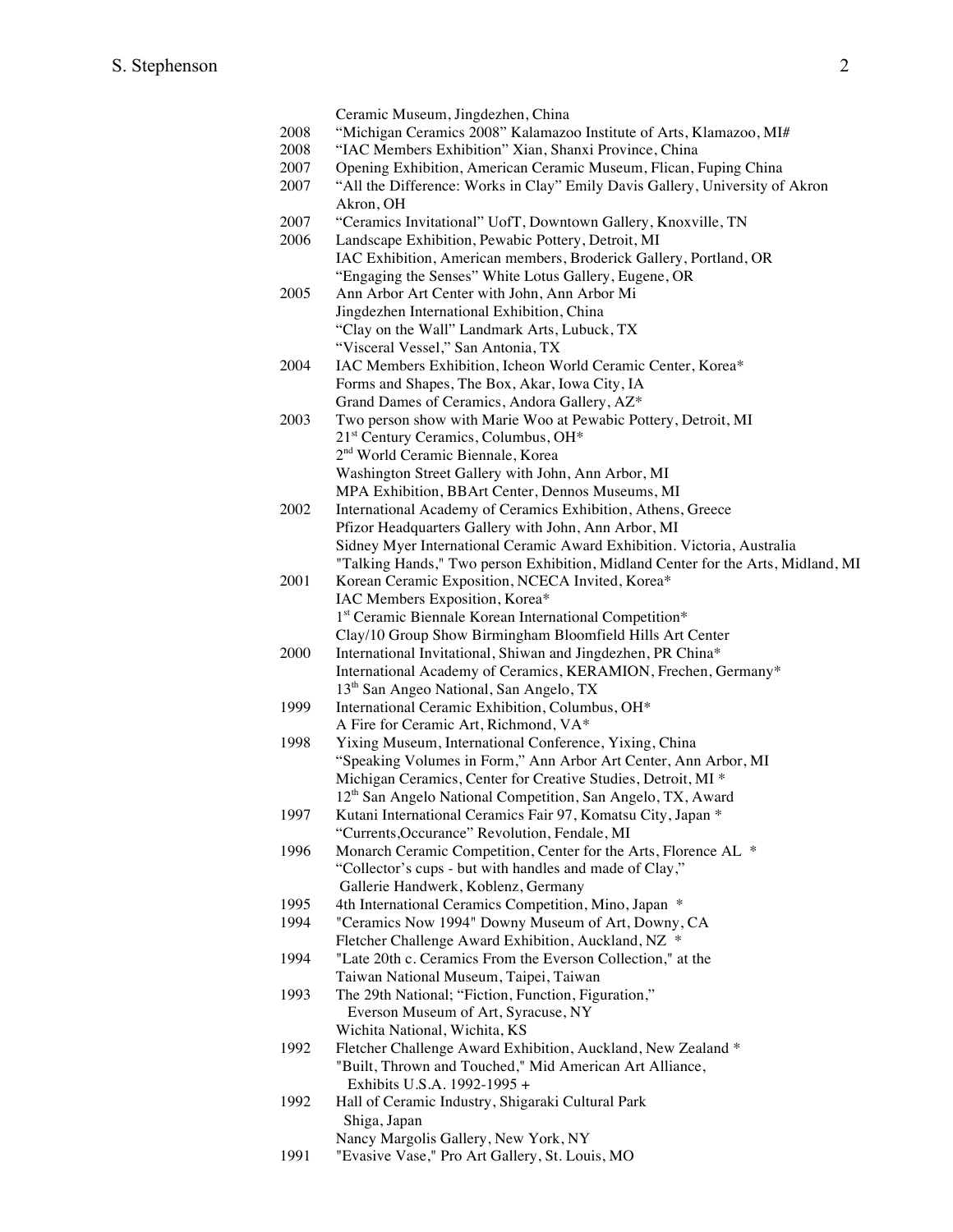Ceramic Museum, Jingdezhen, China

2008 "Michigan Ceramics 2008" Kalamazoo Institute of Arts, Klamazoo, MI#

2008 "IAC Members Exhibition" Xian, Shanxi Province, China

2007 Opening Exhibition, American Ceramic Museum, Flican, Fuping China

2007 "All the Difference: Works in Clay" Emily Davis Gallery, University of Akron Akron, OH

2007 "Ceramics Invitational" UofT, Downtown Gallery, Knoxville, TN

2006 Landscape Exhibition, Pewabic Pottery, Detroit, MI
IAC Exhibition, American members, Broderick Gallery, Portland, OR
"Engaging the Senses" White Lotus Gallery, Eugene, OR

2005 Ann Arbor Art Center with John, Ann Arbor Mi
Jingdezhen International Exhibition, China
"Clay on the Wall" Landmark Arts, Lubuck, TX
"Visceral Vessel," San Antonia, TX

2004 IAC Members Exhibition, Icheon World Ceramic Center, Korea*
Forms and Shapes, The Box, Akar, Iowa City, IA
Grand Dames of Ceramics, Andora Gallery, AZ*

2003 Two person show with Marie Woo at Pewabic Pottery, Detroit, MI
21st Century Ceramics, Columbus, OH*
2nd World Ceramic Biennale, Korea
Washington Street Gallery with John, Ann Arbor, MI
MPA Exhibition, BBArt Center, Dennos Museums, MI

2002 International Academy of Ceramics Exhibition, Athens, Greece
Pfizor Headquarters Gallery with John, Ann Arbor, MI
Sidney Myer International Ceramic Award Exhibition. Victoria, Australia
"Talking Hands," Two person Exhibition, Midland Center for the Arts, Midland, MI

2001 Korean Ceramic Exposition, NCECA Invited, Korea*
IAC Members Exposition, Korea*
1st Ceramic Biennale Korean International Competition*
Clay/10 Group Show Birmingham Bloomfield Hills Art Center

2000 International Invitational, Shiwan and Jingdezhen, PR China*
International Academy of Ceramics, KERAMION, Frechen, Germany*
13th San Angeo National, San Angelo, TX

1999 International Ceramic Exhibition, Columbus, OH*
A Fire for Ceramic Art, Richmond, VA*

1998 Yixing Museum, International Conference, Yixing, China
"Speaking Volumes in Form," Ann Arbor Art Center, Ann Arbor, MI
Michigan Ceramics, Center for Creative Studies, Detroit, MI *
12th San Angelo National Competition, San Angelo, TX, Award

1997 Kutani International Ceramics Fair 97, Komatsu City, Japan *
"Currents,Occurance" Revolution, Fendale, MI

1996 Monarch Ceramic Competition, Center for the Arts, Florence AL *
"Collector's cups - but with handles and made of Clay,"
Gallerie Handwerk, Koblenz, Germany

1995 4th International Ceramics Competition, Mino, Japan *

1994 "Ceramics Now 1994" Downy Museum of Art, Downy, CA
Fletcher Challenge Award Exhibition, Auckland, NZ *

1994 "Late 20th c. Ceramics From the Everson Collection," at the
Taiwan National Museum, Taipei, Taiwan

1993 The 29th National; "Fiction, Function, Figuration,"
Everson Museum of Art, Syracuse, NY
Wichita National, Wichita, KS

1992 Fletcher Challenge Award Exhibition, Auckland, New Zealand *
"Built, Thrown and Touched," Mid American Art Alliance,
Exhibits U.S.A. 1992-1995 +

1992 Hall of Ceramic Industry, Shigaraki Cultural Park
Shiga, Japan
Nancy Margolis Gallery, New York, NY

1991 "Evasive Vase," Pro Art Gallery, St. Louis, MO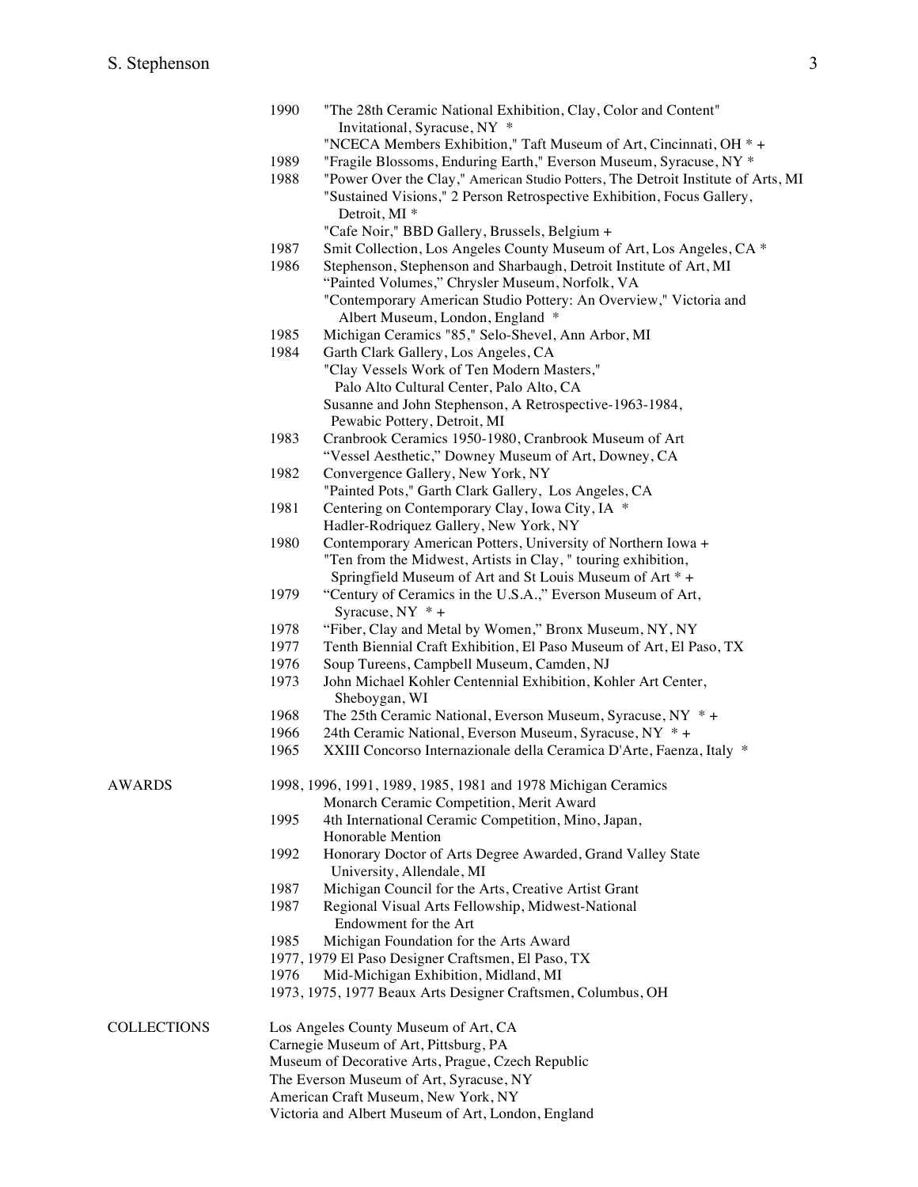1990 "The 28th Ceramic National Exhibition, Clay, Color and Content" Invitational, Syracuse, NY *
"NCECA Members Exhibition," Taft Museum of Art, Cincinnati, OH * +
1989 "Fragile Blossoms, Enduring Earth," Everson Museum, Syracuse, NY *
1988 "Power Over the Clay," American Studio Potters, The Detroit Institute of Arts, MI
"Sustained Visions," 2 Person Retrospective Exhibition, Focus Gallery, Detroit, MI *
"Cafe Noir," BBD Gallery, Brussels, Belgium +
1987 Smit Collection, Los Angeles County Museum of Art, Los Angeles, CA *
1986 Stephenson, Stephenson and Sharbaugh, Detroit Institute of Art, MI
"Painted Volumes," Chrysler Museum, Norfolk, VA
"Contemporary American Studio Pottery: An Overview," Victoria and Albert Museum, London, England *
1985 Michigan Ceramics "85," Selo-Shevel, Ann Arbor, MI
1984 Garth Clark Gallery, Los Angeles, CA
"Clay Vessels Work of Ten Modern Masters," Palo Alto Cultural Center, Palo Alto, CA
Susanne and John Stephenson, A Retrospective-1963-1984, Pewabic Pottery, Detroit, MI
1983 Cranbrook Ceramics 1950-1980, Cranbrook Museum of Art
"Vessel Aesthetic," Downey Museum of Art, Downey, CA
1982 Convergence Gallery, New York, NY
"Painted Pots," Garth Clark Gallery, Los Angeles, CA
1981 Centering on Contemporary Clay, Iowa City, IA *
Hadler-Rodriquez Gallery, New York, NY
1980 Contemporary American Potters, University of Northern Iowa +
"Ten from the Midwest, Artists in Clay, " touring exhibition, Springfield Museum of Art and St Louis Museum of Art * +
1979 "Century of Ceramics in the U.S.A.," Everson Museum of Art, Syracuse, NY * +
1978 "Fiber, Clay and Metal by Women," Bronx Museum, NY, NY
1977 Tenth Biennial Craft Exhibition, El Paso Museum of Art, El Paso, TX
1976 Soup Tureens, Campbell Museum, Camden, NJ
1973 John Michael Kohler Centennial Exhibition, Kohler Art Center, Sheboygan, WI
1968 The 25th Ceramic National, Everson Museum, Syracuse, NY * +
1966 24th Ceramic National, Everson Museum, Syracuse, NY * +
1965 XXIII Concorso Internazionale della Ceramica D'Arte, Faenza, Italy *

## AWARDS

1998, 1996, 1991, 1989, 1985, 1981 and 1978 Michigan Ceramics Monarch Ceramic Competition, Merit Award
1995 4th International Ceramic Competition, Mino, Japan, Honorable Mention
1992 Honorary Doctor of Arts Degree Awarded, Grand Valley State University, Allendale, MI
1987 Michigan Council for the Arts, Creative Artist Grant
1987 Regional Visual Arts Fellowship, Midwest-National Endowment for the Art
1985 Michigan Foundation for the Arts Award
1977, 1979 El Paso Designer Craftsmen, El Paso, TX
1976 Mid-Michigan Exhibition, Midland, MI
1973, 1975, 1977 Beaux Arts Designer Craftsmen, Columbus, OH

## COLLECTIONS

Los Angeles County Museum of Art, CA
Carnegie Museum of Art, Pittsburg, PA
Museum of Decorative Arts, Prague, Czech Republic
The Everson Museum of Art, Syracuse, NY
American Craft Museum, New York, NY
Victoria and Albert Museum of Art, London, England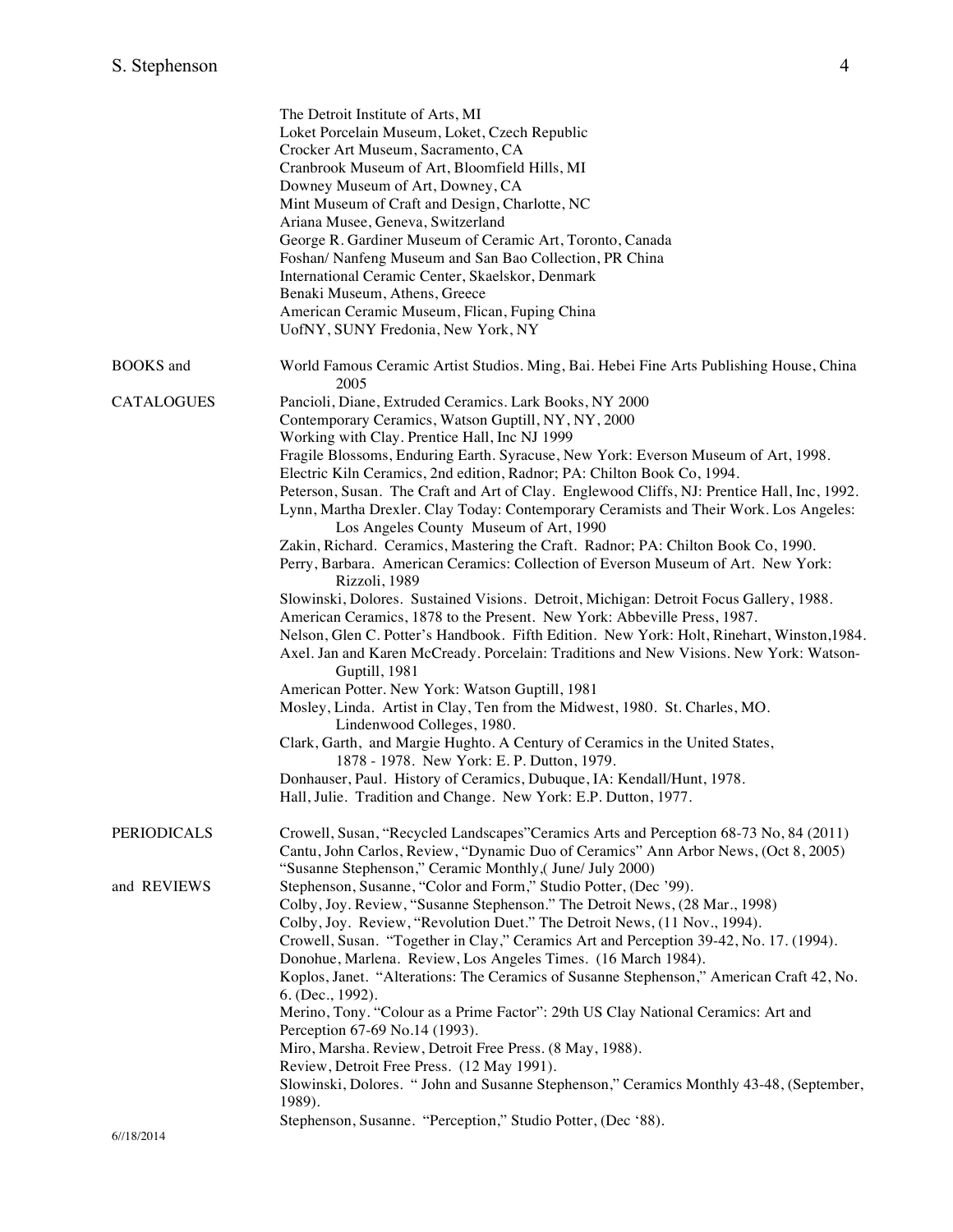The Detroit Institute of Arts, MI
Loket Porcelain Museum, Loket, Czech Republic
Crocker Art Museum, Sacramento, CA
Cranbrook Museum of Art, Bloomfield Hills, MI
Downey Museum of Art, Downey, CA
Mint Museum of Craft and Design, Charlotte, NC
Ariana Musee, Geneva, Switzerland
George R. Gardiner Museum of Ceramic Art, Toronto, Canada
Foshan/ Nanfeng Museum and San Bao Collection, PR China
International Ceramic Center, Skaelskor, Denmark
Benaki Museum, Athens, Greece
American Ceramic Museum, Flican, Fuping China
UofNY, SUNY Fredonia, New York, NY

**BOOKS and CATALOGUES**

World Famous Ceramic Artist Studios. Ming, Bai. Hebei Fine Arts Publishing House, China 2005
Pancioli, Diane, Extruded Ceramics. Lark Books, NY 2000
Contemporary Ceramics, Watson Guptill, NY, NY, 2000
Working with Clay. Prentice Hall, Inc NJ 1999
Fragile Blossoms, Enduring Earth. Syracuse, New York: Everson Museum of Art, 1998.
Electric Kiln Ceramics, 2nd edition, Radnor; PA: Chilton Book Co, 1994.
Peterson, Susan. The Craft and Art of Clay. Englewood Cliffs, NJ: Prentice Hall, Inc, 1992.
Lynn, Martha Drexler. Clay Today: Contemporary Ceramists and Their Work. Los Angeles: Los Angeles County Museum of Art, 1990
Zakin, Richard. Ceramics, Mastering the Craft. Radnor; PA: Chilton Book Co, 1990.
Perry, Barbara. American Ceramics: Collection of Everson Museum of Art. New York: Rizzoli, 1989
Slowinski, Dolores. Sustained Visions. Detroit, Michigan: Detroit Focus Gallery, 1988.
American Ceramics, 1878 to the Present. New York: Abbeville Press, 1987.
Nelson, Glen C. Potter's Handbook. Fifth Edition. New York: Holt, Rinehart, Winston,1984.
Axel. Jan and Karen McCready. Porcelain: Traditions and New Visions. New York: Watson-Guptill, 1981
American Potter. New York: Watson Guptill, 1981
Mosley, Linda. Artist in Clay, Ten from the Midwest, 1980. St. Charles, MO. Lindenwood Colleges, 1980.
Clark, Garth, and Margie Hughto. A Century of Ceramics in the United States, 1878 - 1978. New York: E. P. Dutton, 1979.
Donhauser, Paul. History of Ceramics, Dubuque, IA: Kendall/Hunt, 1978.
Hall, Julie. Tradition and Change. New York: E.P. Dutton, 1977.

**PERIODICALS and REVIEWS**

Crowell, Susan, "Recycled Landscapes"Ceramics Arts and Perception 68-73 No, 84 (2011)
Cantu, John Carlos, Review, "Dynamic Duo of Ceramics" Ann Arbor News, (Oct 8, 2005)
"Susanne Stephenson," Ceramic Monthly,( June/ July 2000)
Stephenson, Susanne, "Color and Form," Studio Potter, (Dec '99).
Colby, Joy. Review, "Susanne Stephenson." The Detroit News, (28 Mar., 1998)
Colby, Joy. Review, "Revolution Duet." The Detroit News, (11 Nov., 1994).
Crowell, Susan. "Together in Clay," Ceramics Art and Perception 39-42, No. 17. (1994).
Donohue, Marlena. Review, Los Angeles Times. (16 March 1984).
Koplos, Janet. "Alterations: The Ceramics of Susanne Stephenson," American Craft 42, No. 6. (Dec., 1992).
Merino, Tony. "Colour as a Prime Factor": 29th US Clay National Ceramics: Art and Perception 67-69 No.14 (1993).
Miro, Marsha. Review, Detroit Free Press. (8 May, 1988).
Review, Detroit Free Press. (12 May 1991).
Slowinski, Dolores. " John and Susanne Stephenson," Ceramics Monthly 43-48, (September, 1989).
Stephenson, Susanne. "Perception," Studio Potter, (Dec '88).